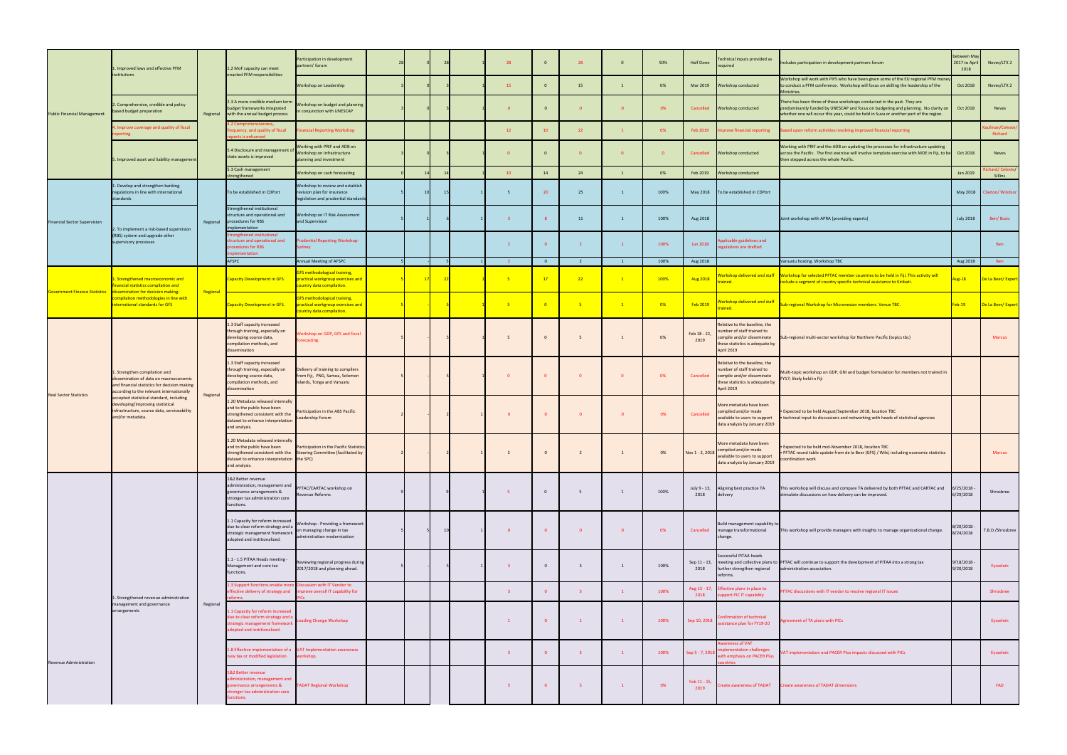| | | | | | | | | | | | | | | | | | | | |
|---|---|---|---|---|---|---|---|---|---|---|---|---|---|---|---|---|---|---|---|
| Public Financial Management | 1. Improved laws and effective PFM institutions | Regional | 1.2 MoF capacity can meet enacted PFM responsibilities | Participation in development partners' forum | 28 | 0 | 28 | | 1 | 28 | 0 | 28 | 0 | 50% | Half Done | Technical inputs provided as required | Includes participation in development partners forum | between May 2017 to April 2018 | Neves/LTX 2 |
| | | | | Workshop on Leadership | 3 | 0 | 3 | | 1 | 15 | 0 | 15 | 1 | 0% | Mar 2019 | Workshop conducted | Workshop will work with PIFS who have been given some of the EU regional PFM money to conduct a PFM conference. Workshop will focus on skilling the leadership of the Ministries. | Oct 2018 | Neves/LTX 2 |
| | 2. Comprehensive, credible and policy based budget preparation | | 2.3 A more credible medium term budget frameworks integrated with the annual budget process | Workshop on budget and planning in conjunction with UNESCAP | 3 | 0 | 3 | | 1 | 0 | 0 | 0 | 0 | 0% | Cancelled | Workshop conducted | There has been three of these workshops conducted in the past. They are predominantly funded by UNESCAP and focus on budgeting and planning. No clarity on whether one will occur this year, could be held in Suva or another part of the region. | Oct 2018 | Neves |
| | 4. Improve coverage and quality of fiscal reporting | | 4.2 Comprehensiveness, frequency, and quality of fiscal reports is enhanced | Financial Reporting Workshop | | | | | | 12 | 10 | 22 | 1 | 0% | Feb 2019 | Improve financial reporting | Based upon reform activities involving improved financial reporting | | Kaufman/Celeste/ Richard |
| | 5. Improved asset and liability management | | 5.4 Disclosure and management of state assets is improved | Working with PRIF and ADB on Workshop on Infrastructure planning and investment | 3 | 0 | 3 | | | 0 | 0 | 0 | 0 | 0 | Cancelled | Workshop conducted | Working with PRIF and the ADB on updating the processes for infrastructure updating across the Pacific. The first exercise will involve template exercise with MOE in Fiji, to be then stepped across the whole Pacific. | Oct 2018 | Neves |
| | | | 5.3 Cash management strengthened | Workshop on cash forecasting | 0 | 14 | 14 | | | 10 | 14 | 24 | 1 | 0% | Feb 2019 | Workshop conducted | | Jan 2019 | Richard/ Celeste/ Sillins |
| Financial Sector Supervision | 1. Develop and strengthen banking regulations in line with international standards | Regional | To be established in CDPort | Workshop to review and establish revision plan for insurance legislation and prudential standards | 5 | 10 | 15 | | 1 | 5 | 20 | 25 | 1 | 100% | May 2018 | To be established in CDPort | | May 2018 | Claxton/ Windsor |
| | 2. To implement a risk-based supervision (RBS) system and upgrade other supervisory processes | | Strengthened institutional structure and operational and procedures for RBS implementation | Workshop on IT Risk Assessment and Supervision | 5 | 1 | 6 | | 1 | 3 | 8 | 11 | 1 | 100% | Aug 2018 | | Joint workshop with APRA (providing experts) | July 2018 | Ben/ Busic |
| | | | Strengthened institutional structure and operational and procedures for RBS implementation | Prudential Reporting Workshop-Sydney | | | | | | 2 | 0 | 2 | 1 | 100% | Jun 2018 | Applicable guidelines and regulations are drafted | | | Ben |
| | | | AFSPC | Annual Meeting of AFSPC | 5 | | 5 | | 1 | 2 | 0 | 2 | 1 | 100% | Aug 2018 | | Vanuatu hosting. Workshop TBC | Aug 2018 | Ben |
| Government Finance Statistics | 1. Strengthened macroeconomic and financial statistics compilation and dissemination for decision making: compilation methodologies in line with international standards for GFS | Regional | Capacity Development in GFS. | GFS methodological training, practical workgroup exercises and country data compilation. | 5 | 17 | 22 | | 1 | 5 | 17 | 22 | 1 | 100% | Aug 2018 | Workshop delivered and staff trained. | Workshop for selected PFTAC member countries to be held in Fiji. This activity will include a segment of country specific technical assistance to Kiribati. | Aug-18 | De La Beer/ Expert |
| | | | Capacity Development in GFS. | GFS methodological training, practical workgroup exercises and country data compilation. | 5 | - | 5 | | 1 | 5 | 0 | 5 | 1 | 0% | Feb 2019 | Workshop delivered and staff trained. | Sub-regional Workshop for Micronesian members. Venue TBC. | Feb-19 | De La Beer/ Expert |
| Real Sector Statistics | 1. Strengthen compilation and dissemination of data on macroeconomic and financial statistics for decision making according to the relevant internationally accepted statistical standard, including developing/improving statistical infrastructure, source data, serviceability and/or metadata. | Regional | 1.3 Staff capacity increased through training, especially on developing source data, compilation methods, and dissemination | Workshop on GDP, GFS and fiscal forecasting. | 5 | - | 5 | | 1 | 5 | 0 | 5 | 1 | 0% | Feb 18 - 22, 2019 | Relative to the baseline, the number of staff trained to compile and/or disseminate these statistics is adequate by April 2019 | Sub-regional multi-sector workshop for Northern Pacific (topics tbc) | | Marcus |
| | | | 1.3 Staff capacity increased through training, especially on developing source data, compilation methods, and dissemination | Delivery of training to compilers from Fiji, PNG, Samoa, Solomon Islands, Tonga and Vanuatu | 5 | - | 5 | | 1 | 0 | 0 | 0 | 0 | 0% | Cancelled | Relative to the baseline, the number of staff trained to compile and/or disseminate these statistics is adequate by April 2019 | Multi-topic workshop on GDP, GNI and budget formulation for members not trained in FY17; likely held in Fiji | | |
| | | | 1.20 Metadata released internally and to the public have been strengthened consistent with the dataset to enhance interpretation and analysis. | Participation in the ABS Pacific Leadership Forum | 2 | - | 2 | | 1 | 0 | 0 | 0 | 0 | 0% | Cancelled | More metadata have been compiled and/or made available to users to support data analysis by January 2019 | • Expected to be held August/September 2018, location TBC • technical input to discussions and networking with heads of statistical agencies | | |
| | | | 1.20 Metadata released internally and to the public have been strengthened consistent with the dataset to enhance interpretation and analysis. | Participation in the Pacific Statistics Steering Committee (facilitated by the SPC) | 2 | - | 2 | | 1 | 2 | 0 | 2 | 1 | 0% | Nov 1 - 2, 2018 | More metadata have been compiled and/or made available to users to support data analysis by January 2019 | • Expected to be held mid-November 2018, location TBC • PFTAC round table update from de la Beer (GFS) / Wild, including economic statistics coordination work | | Marcus |
| Revenue Administration | 1. Strengthened revenue administration management and governance arrangements | Regional | 1&2 Better revenue administration, management and governance arrangements & stronger tax administration core functions. | PFTAC/CARTAC workshop on Revenue Reforms | 9 | | 9 | | 1 | 5 | 0 | 5 | 1 | 100% | July 9 - 13, 2018 | Aligning best practice TA delivery | This workshop will discuss and compare TA delivered by both PFTAC and CARTAC and stimulate discussions on how delivery can be improved. | 6/25/2018 - 6/29/2018 | Shrosbree |
| | | | 1.1 Capacity for reform increased due to clear reform strategy and a strategic management framework adopted and institionalized. | Workshop - Providing a framework on managing change in tax administration modernization | 5 | 5 | 10 | | 1 | 0 | 0 | 0 | 0 | 0% | Cancelled | Build management capability to manage transformational change. | This workshop will provide managers with insights to manage organizational change. | 8/20/2018 - 8/24/2018 | T.B.D /Shrosbree |
| | | | 1.1 - 1.5 PITAA Heads meeting - Management and core tax functions. | Reviewing regional progress during 2017/2018 and planning ahead. | 5 | - | 5 | | 1 | 3 | 0 | 3 | 1 | 100% | Sep 11 - 13, 2018 | Successful PITAA heads meeting and collective plans to further strengthen regional reforms. | PFTAC will continue to support the development of PITAA into a strong tax administration association. | 9/18/2018 - 9/20/2018 | Eysselein |
| | | | 1.3 Support functions enable more effective delivery of strategy and reforms. | Discussion with IT Vendor to improve overall IT capability for PICs | | | | | | 3 | 0 | 3 | 1 | 100% | Aug 15 - 17, 2018 | Effective plans in place to support PIC IT capability | PFTAC discussions with IT vendor to resolve regional IT issues | | Shrosbree |
| | | | 1.1 Capacity for reform increased due to clear reform strategy and a strategic management framework adopted and institionalized. | Leading Change Workshop | | | | | | 1 | 0 | 1 | 1 | 100% | Sep 10, 2018 | Confirmation of technical assistance plan for FY19-20 | Agreement of TA plans with PICs | | Eysselein |
| | | | 1.8 Effective implementation of a new tax or modified legislation. | VAT Implementation awareness workshop | | | | | | 3 | 0 | 3 | 1 | 100% | Sep 5 - 7, 2018 | Awareness of VAT implementation challenges with emphasis on PACER Plus countries | VAT implementation and PACER Plus impacts discussed with PICs | | Eysselein |
| | | | 1&2 Better revenue administration, management and governance arrangements & stronger tax administration core functions. | TADAT Regional Workshop | | | | | | 5 | 0 | 5 | 1 | 0% | Feb 11 - 15, 2019 | Create awareness of TADAT | Create awareness of TADAT dimensions | | FAD |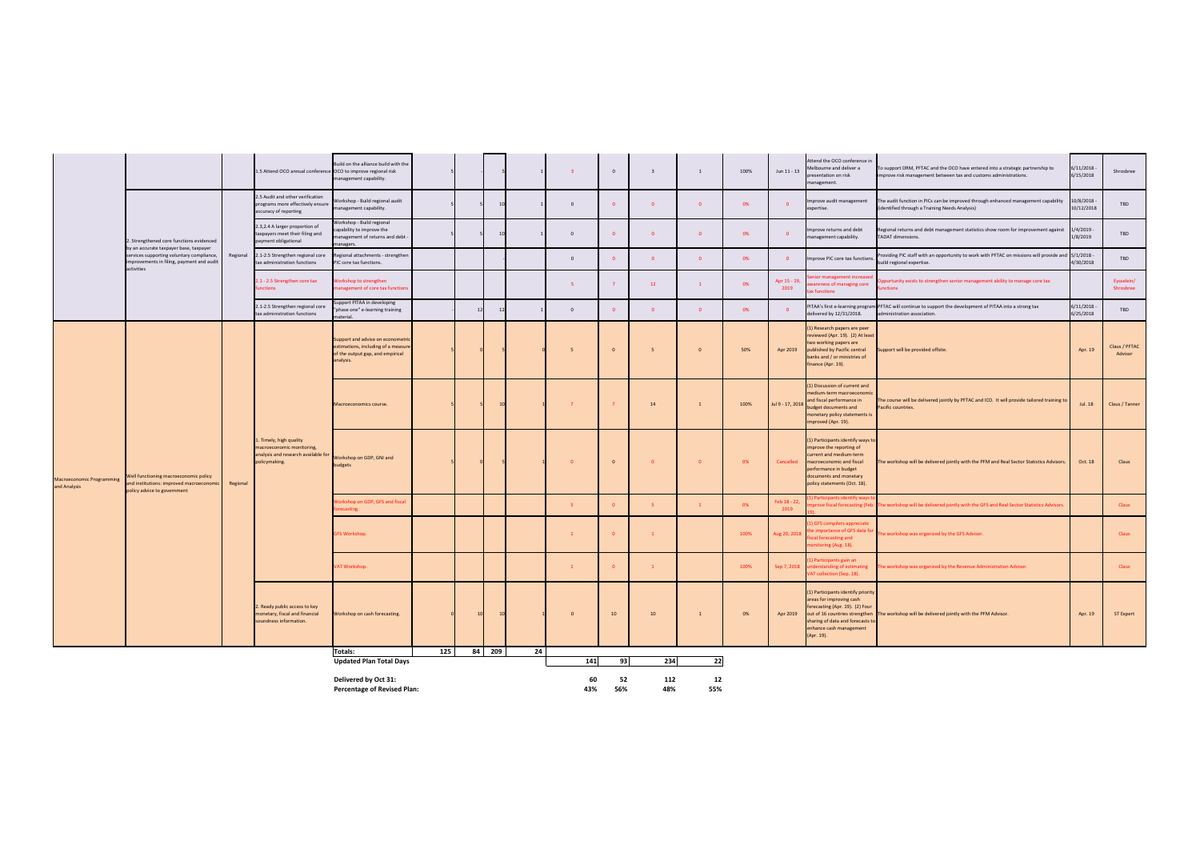| | | | | | | | | | | | | | | | | | | |
|---|---|---|---|---|---|---|---|---|---|---|---|---|---|---|---|---|---|---|
| | | | 1.5 Attend OCO annual conference | Build on the alliance build with the OCO to improve regional risk management capability. | 5 | - | 5 | 1 | 3 | 0 | 3 | 1 | 100% | Jun 11 - 13 | Attend the OCO conference in Melbourne and deliver a presentation on risk management. | To support DRM, PFTAC and the OCO have entered into a strategic partnership to improve risk management between tax and customs administrations. | 6/11/2018 - 6/15/2018 | Shrosbree |
| | 2. Strengthened core functions evidenced by an accurate taxpayer base, taxpayer services supporting voluntary compliance, improvements in filing, payment and audit activities | Regional | 2.5 Audit and other verification programs more effectively ensure accuracy of reporting | Workshop - Build regional audit management capability. | 5 | 5 | 10 | 1 | 0 | 0 | 0 | 0 | 0% | 0 | Improve audit management expertise. | The audit function in PICs can be improved through enhanced management capability (identified through a Training Needs Analysis) | 10/8/2018 - 10/12/2018 | TBD |
| | | | 2.3,2.4 A larger proportion of taxpayers meet their filing and payment obligational | Workshop - Build regional capability to improve the management of returns and debt - managers. | 5 | 5 | 10 | 1 | 0 | 0 | 0 | 0 | 0% | 0 | Improve returns and debt management capability. | Regional returns and debt management statistics show room for improvement against TADAT dimensions. | 1/4/2019 - 1/8/2019 | TBD |
| | | | 2.1-2.5 Strengthen regional core tax administration functions | Regional attachments - strengthen PIC core tax functions. | | | - | | 0 | 0 | 0 | 0 | 0% | 0 | Improve PIC core tax functions. | Providing PIC staff with an opportunity to work with PFTAC on missions will provide and build regional expertise. | 5/1/2018 - 4/30/2018 | TBD |
| | | | 2.1 - 2.5 Strengthen core tax functions | Workshop to strengthen management of core tax functions | | | | | 5 | 7 | 12 | 1 | 0% | Apr 15 - 19, 2019 | Senior management increased awareness of managing core tax functions | Opportunity exists to strengthen senior management ability to manage core tax functions | | Eysselein/ Shrosbree |
| | | | 2.1-2.5 Strengthen regional core tax administration functions | Support PITAA in developing "phase one" e-learning training material. | - | 12 | 12 | 1 | 0 | 0 | 0 | 0 | 0% | 0 | PITAA's first e-learning program delivered by 12/31/2018. | PFTAC will continue to support the development of PITAA into a strong tax administration association. | 6/11/2018 - 6/25/2018 | TBD |
| Macroeconomic Programming and Analysis | Well functioning macroeconomic policy and institutions: improved macroeconomic policy advice to government | Regional | 1. Timely, high quality macroeconomic monitoring, analysis and research available for policymaking. | Support and advise on econometric estimations, including of a measure of the output gap, and empirical analysis. | 5 | 0 | 5 | 0 | 5 | 0 | 5 | 0 | 50% | Apr 2019 | (1) Research papers are peer reviewed (Apr. 19). (2) At least two working papers are published by Pacific central banks and / or ministries of finance (Apr. 19). | Support will be provided offsite. | Apr. 19 | Claus / PFTAC Advisor |
| | | | | Macroeconomics course. | 5 | 5 | 10 | 1 | 7 | 7 | 14 | 1 | 100% | Jul 9 - 17, 2018 | (1) Discussion of current and medium-term macroeconomic and fiscal performance in budget documents and monetary policy statements is improved (Apr. 19). | The course will be delivered jointly by PFTAC and ICD. It will provide tailored training to Pacific countries. | Jul. 18 | Claus / Tanner |
| | | | | Workshop on GDP, GNI and budgets | 5 | 0 | 5 | 1 | 0 | 0 | 0 | 0 | 0% | Cancelled | (1) Participants identify ways to improve the reporting of current and medium-term macroeconomic and fiscal performance in budget documents and monetary policy statements (Oct. 18). | The workshop will be delivered jointly with the PFM and Real Sector Statistics Advisors. | Oct. 18 | Claus |
| | | | | Workshop on GDP, GFS and fiscal forecasting. | | | | | 5 | 0 | 5 | 1 | 0% | Feb 18 - 22, 2019 | (1) Participants identify ways to improve fiscal forecasting (Feb 19). | The workshop will be delivered jointly with the GFS and Real Sector Statistics Advisors. | | Claus |
| | | | | GFS Workshop. | | | | | 1 | 0 | 1 | | 100% | Aug 20, 2018 | (1) GFS compilers appreciate the importance of GFS data for fiscal forecasting and monitoring (Aug. 18). | The workshop was organized by the GFS Advisor. | | Claus |
| | | | | VAT Workshop. | | | | | 1 | 0 | 1 | | 100% | Sep 7, 2018 | (1) Participants gain an understanding of estimating VAT collection (Sep. 18). | The workshop was organized by the Revenue Administration Advisor. | | Claus |
| | | | 2. Ready public access to key monetary, fiscal and financial soundness information. | Workshop on cash forecasting. | 0 | 10 | 10 | 1 | 0 | 10 | 10 | 1 | 0% | Apr 2019 | (1) Participants identify priority areas for improving cash forecasting (Apr. 19). (2) Four out of 16 countries strengthen sharing of data and forecasts to enhance cash management (Apr. 19). | The workshop will be delivered jointly with the PFM Advisor. | Apr. 19 | ST Expert |
| | | | | Totals: | 125 | 84 | 209 | 24 | | | | | | | | | | |
| | | | | Updated Plan Total Days | | | | | 141 | 93 | 234 | 22 | | | | | | |
| | | | | Delivered by Oct 31: | | | | | 60 | 52 | 112 | 12 | | | | | | |
| | | | | Percentage of Revised Plan: | | | | | 43% | 56% | 48% | 55% | | | | | | |